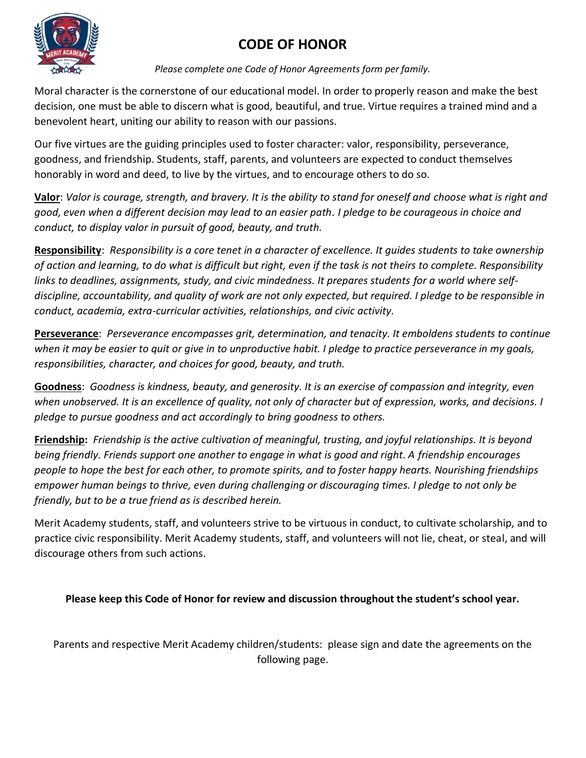# CODE OF HONOR

*Please complete one Code of Honor Agreements form per family.*

Moral character is the cornerstone of our educational model. In order to properly reason and make the best decision, one must be able to discern what is good, beautiful, and true. Virtue requires a trained mind and a benevolent heart, uniting our ability to reason with our passions.

Our five virtues are the guiding principles used to foster character: valor, responsibility, perseverance, goodness, and friendship. Students, staff, parents, and volunteers are expected to conduct themselves honorably in word and deed, to live by the virtues, and to encourage others to do so.

**Valor**: *Valor is courage, strength, and bravery. It is the ability to stand for oneself and choose what is right and good, even when a different decision may lead to an easier path. I pledge to be courageous in choice and conduct, to display valor in pursuit of good, beauty, and truth.*

**Responsibility**: *Responsibility is a core tenet in a character of excellence. It guides students to take ownership of action and learning, to do what is difficult but right, even if the task is not theirs to complete. Responsibility links to deadlines, assignments, study, and civic mindedness. It prepares students for a world where self-discipline, accountability, and quality of work are not only expected, but required. I pledge to be responsible in conduct, academia, extra-curricular activities, relationships, and civic activity.*

**Perseverance**: *Perseverance encompasses grit, determination, and tenacity. It emboldens students to continue when it may be easier to quit or give in to unproductive habit. I pledge to practice perseverance in my goals, responsibilities, character, and choices for good, beauty, and truth.*

**Goodness**: *Goodness is kindness, beauty, and generosity. It is an exercise of compassion and integrity, even when unobserved. It is an excellence of quality, not only of character but of expression, works, and decisions. I pledge to pursue goodness and act accordingly to bring goodness to others.*

**Friendship:** *Friendship is the active cultivation of meaningful, trusting, and joyful relationships. It is beyond being friendly. Friends support one another to engage in what is good and right. A friendship encourages people to hope the best for each other, to promote spirits, and to foster happy hearts. Nourishing friendships empower human beings to thrive, even during challenging or discouraging times. I pledge to not only be friendly, but to be a true friend as is described herein.*

Merit Academy students, staff, and volunteers strive to be virtuous in conduct, to cultivate scholarship, and to practice civic responsibility. Merit Academy students, staff, and volunteers will not lie, cheat, or steal, and will discourage others from such actions.

**Please keep this Code of Honor for review and discussion throughout the student's school year.**

Parents and respective Merit Academy children/students: please sign and date the agreements on the following page.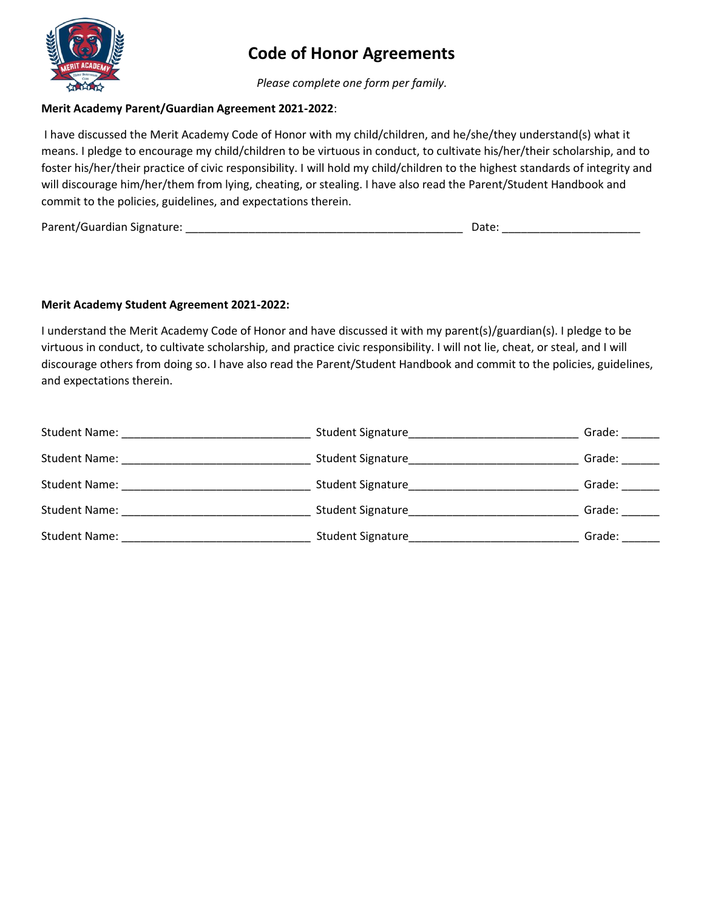# Code of Honor Agreements

*Please complete one form per family.*

**Merit Academy Parent/Guardian Agreement 2021-2022**:

I have discussed the Merit Academy Code of Honor with my child/children, and he/she/they understand(s) what it means. I pledge to encourage my child/children to be virtuous in conduct, to cultivate his/her/their scholarship, and to foster his/her/their practice of civic responsibility. I will hold my child/children to the highest standards of integrity and will discourage him/her/them from lying, cheating, or stealing. I have also read the Parent/Student Handbook and commit to the policies, guidelines, and expectations therein.

Parent/Guardian Signature: ____________________________________________ Date: ______________________

**Merit Academy Student Agreement 2021-2022:**

I understand the Merit Academy Code of Honor and have discussed it with my parent(s)/guardian(s). I pledge to be virtuous in conduct, to cultivate scholarship, and practice civic responsibility. I will not lie, cheat, or steal, and I will discourage others from doing so. I have also read the Parent/Student Handbook and commit to the policies, guidelines, and expectations therein.

Student Name: ______________________________ Student Signature__________________________ Grade: ______

Student Name: ______________________________ Student Signature__________________________ Grade: ______

Student Name: ______________________________ Student Signature__________________________ Grade: ______

Student Name: ______________________________ Student Signature__________________________ Grade: ______

Student Name: ______________________________ Student Signature__________________________ Grade: ______